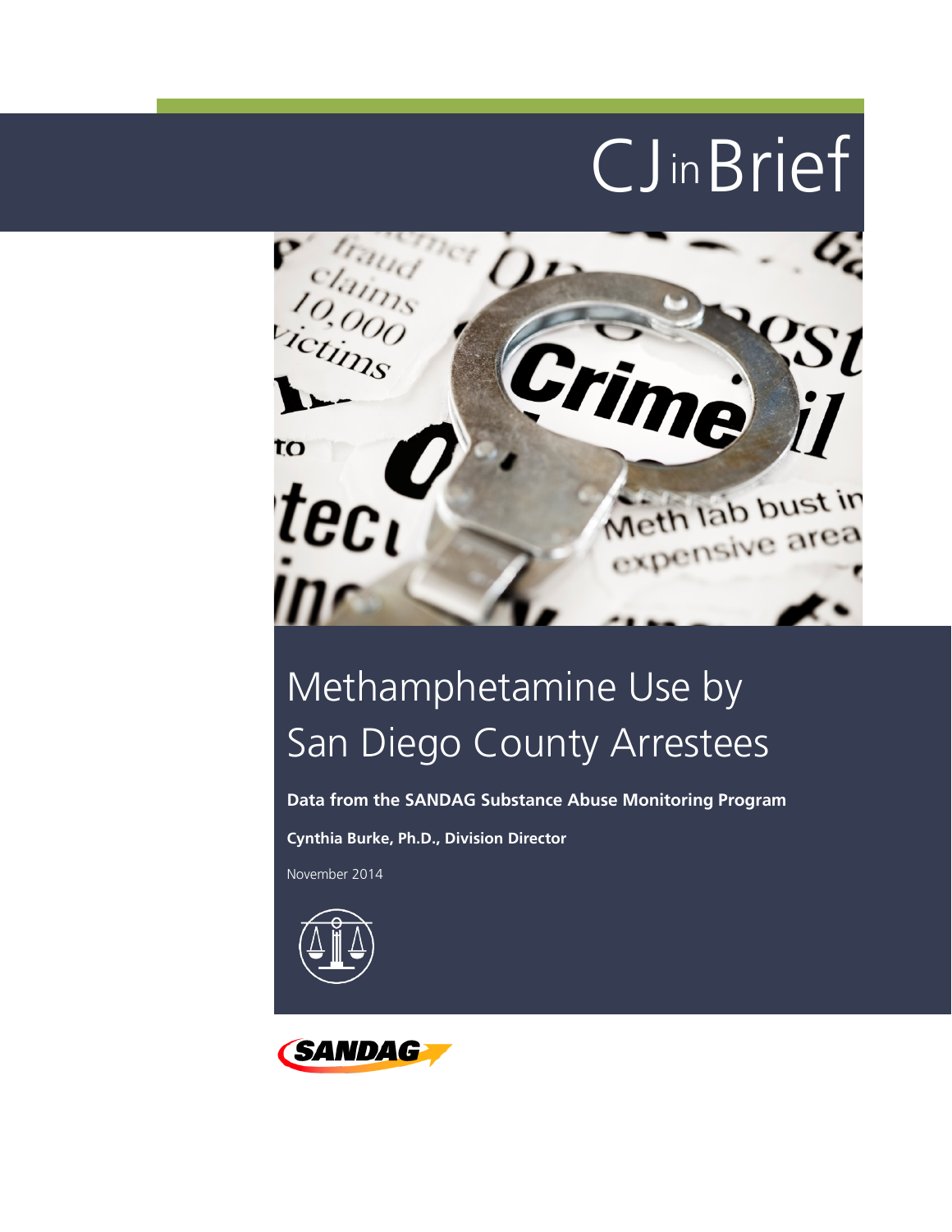# CJ in Brief

# Methamphetamine Use by San Diego County Arrestees

**Data from the SANDAG Substance Abuse Monitoring Program**

**Cynthia Burke, Ph.D., Division Director**

November 2014

SANDAG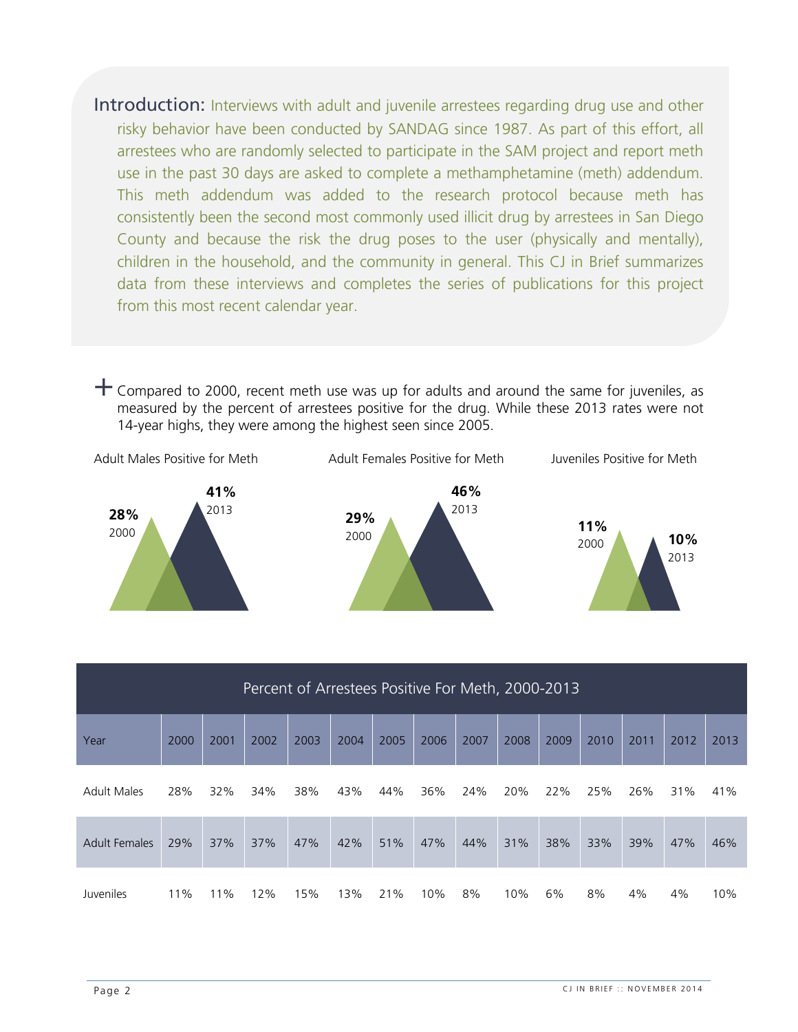**Introduction:** Interviews with adult and juvenile arrestees regarding drug use and other risky behavior have been conducted by SANDAG since 1987. As part of this effort, all arrestees who are randomly selected to participate in the SAM project and report meth use in the past 30 days are asked to complete a methamphetamine (meth) addendum. This meth addendum was added to the research protocol because meth has consistently been the second most commonly used illicit drug by arrestees in San Diego County and because the risk the drug poses to the user (physically and mentally), children in the household, and the community in general. This CJ in Brief summarizes data from these interviews and completes the series of publications for this project from this most recent calendar year.

+ Compared to 2000, recent meth use was up for adults and around the same for juveniles, as measured by the percent of arrestees positive for the drug. While these 2013 rates were not 14-year highs, they were among the highest seen since 2005.

Adult Males Positive for Meth

**28%** 2000

**41%** 2013

Adult Females Positive for Meth

**29%** 2000

**46%** 2013

Juveniles Positive for Meth

**11%** 2000

**10%** 2013

Percent of Arrestees Positive For Meth, 2000-2013

| Year | 2000 | 2001 | 2002 | 2003 | 2004 | 2005 | 2006 | 2007 | 2008 | 2009 | 2010 | 2011 | 2012 | 2013 |
|---|---|---|---|---|---|---|---|---|---|---|---|---|---|---|
| Adult Males | 28% | 32% | 34% | 38% | 43% | 44% | 36% | 24% | 20% | 22% | 25% | 26% | 31% | 41% |
| Adult Females | 29% | 37% | 37% | 47% | 42% | 51% | 47% | 44% | 31% | 38% | 33% | 39% | 47% | 46% |
| Juveniles | 11% | 11% | 12% | 15% | 13% | 21% | 10% | 8% | 10% | 6% | 8% | 4% | 4% | 10% |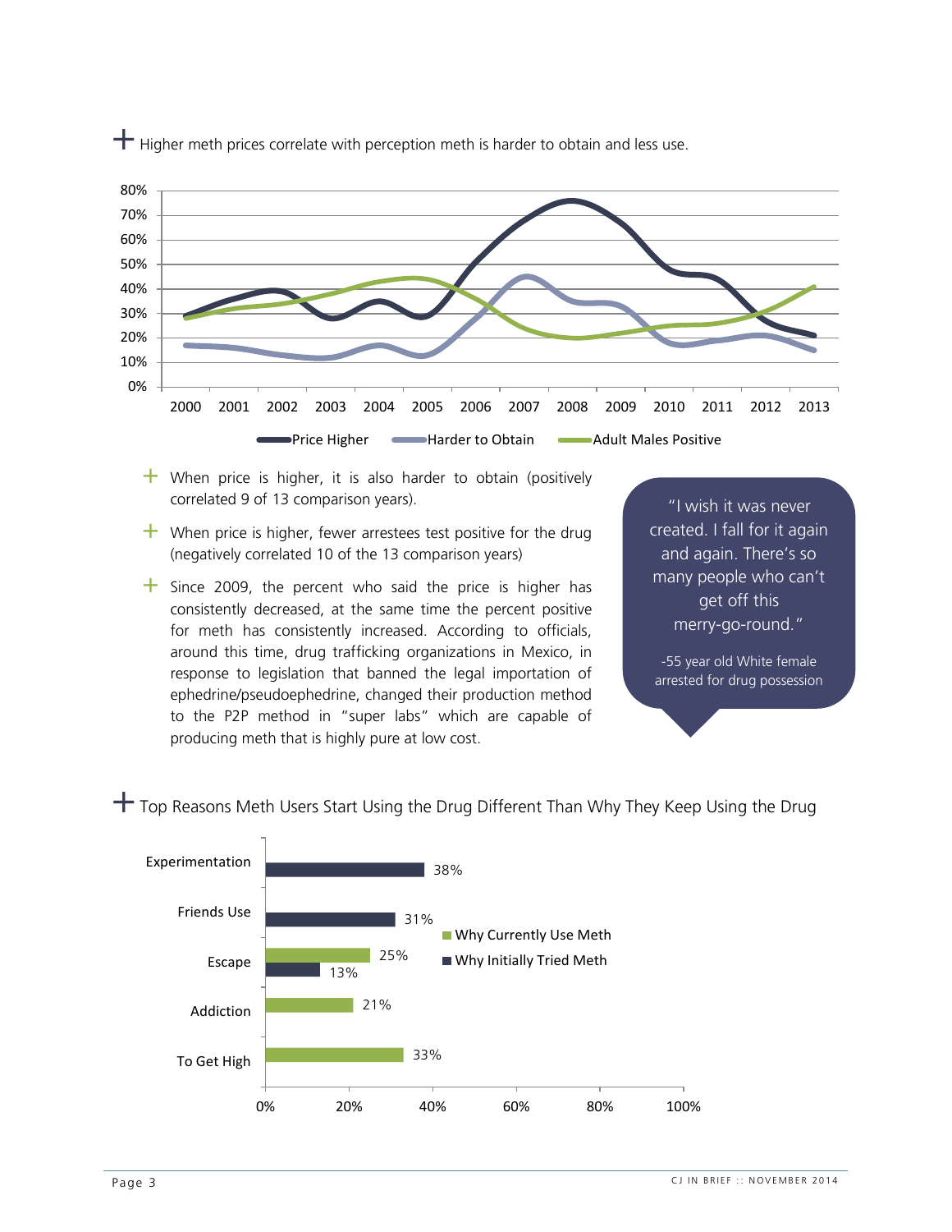+ Higher meth prices correlate with perception meth is harder to obtain and less use.

- When price is higher, it is also harder to obtain (positively correlated 9 of 13 comparison years).
- When price is higher, fewer arrestees test positive for the drug (negatively correlated 10 of the 13 comparison years)
- Since 2009, the percent who said the price is higher has consistently decreased, at the same time the percent positive for meth has consistently increased. According to officials, around this time, drug trafficking organizations in Mexico, in response to legislation that banned the legal importation of ephedrine/pseudoephedrine, changed their production method to the P2P method in "super labs" which are capable of producing meth that is highly pure at low cost.

> "I wish it was never created. I fall for it again and again. There's so many people who can't get off this merry-go-round."
>
> -55 year old White female arrested for drug possession

+ Top Reasons Meth Users Start Using the Drug Different Than Why They Keep Using the Drug

| Reason | Why Initially Tried Meth | Why Currently Use Meth |
|---|---|---|
| Experimentation | 38% | |
| Friends Use | 31% | |
| Escape | 13% | 25% |
| Addiction | | 21% |
| To Get High | | 33% |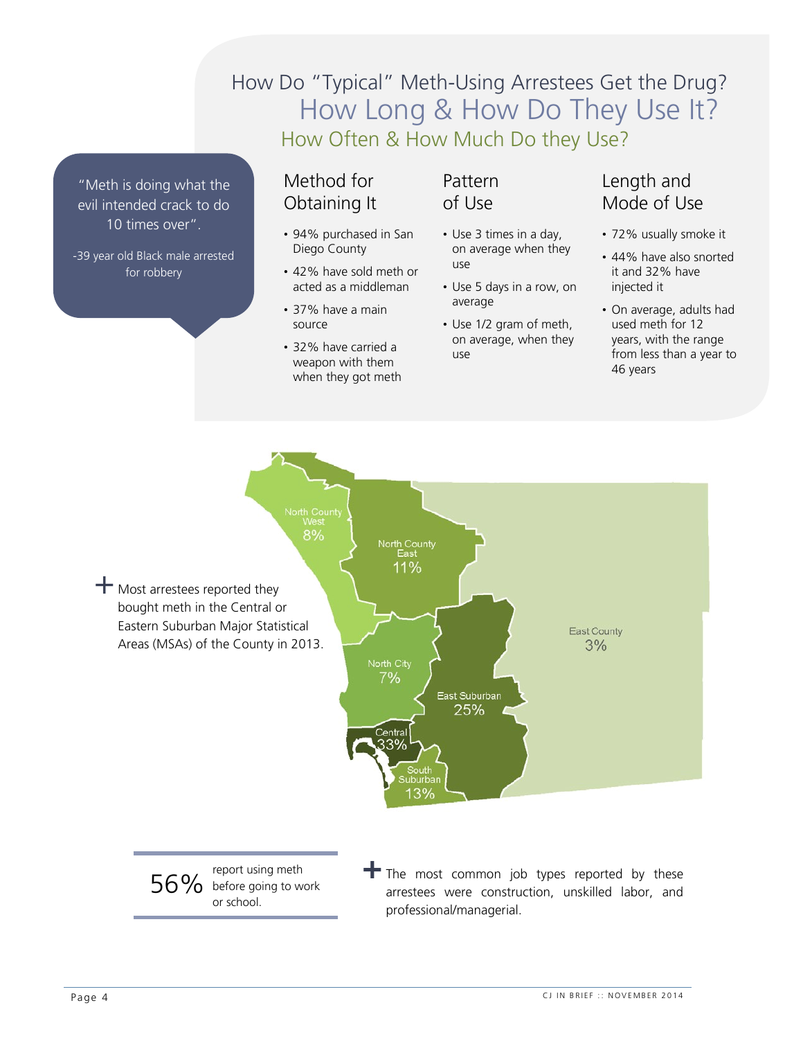## How Do "Typical" Meth-Using Arrestees Get the Drug?

## How Long & How Do They Use It?

### How Often & How Much Do they Use?

"Meth is doing what the evil intended crack to do 10 times over".

-39 year old Black male arrested for robbery

### Method for Obtaining It

- 94% purchased in San Diego County
- 42% have sold meth or acted as a middleman
- 37% have a main source
- 32% have carried a weapon with them when they got meth

### Pattern of Use

- Use 3 times in a day, on average when they use
- Use 5 days in a row, on average
- Use 1/2 gram of meth, on average, when they use

### Length and Mode of Use

- 72% usually smoke it
- 44% have also snorted it and 32% have injected it
- On average, adults had used meth for 12 years, with the range from less than a year to 46 years

+ Most arrestees reported they bought meth in the Central or Eastern Suburban Major Statistical Areas (MSAs) of the County in 2013.

| MSA | Percent |
| --- | --- |
| North County West | 8% |
| North County East | 11% |
| East County | 3% |
| North City | 7% |
| East Suburban | 25% |
| Central | 33% |
| South Suburban | 13% |

**56%** report using meth before going to work or school.

+ The most common job types reported by these arrestees were construction, unskilled labor, and professional/managerial.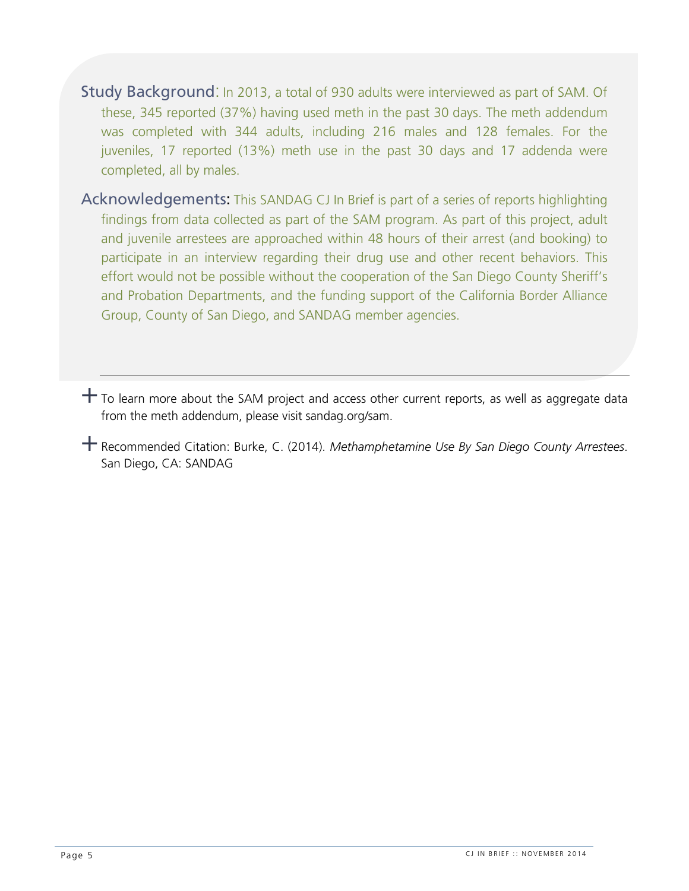**Study Background**: In 2013, a total of 930 adults were interviewed as part of SAM. Of these, 345 reported (37%) having used meth in the past 30 days. The meth addendum was completed with 344 adults, including 216 males and 128 females. For the juveniles, 17 reported (13%) meth use in the past 30 days and 17 addenda were completed, all by males.

**Acknowledgements**: This SANDAG CJ In Brief is part of a series of reports highlighting findings from data collected as part of the SAM program. As part of this project, adult and juvenile arrestees are approached within 48 hours of their arrest (and booking) to participate in an interview regarding their drug use and other recent behaviors. This effort would not be possible without the cooperation of the San Diego County Sheriff's and Probation Departments, and the funding support of the California Border Alliance Group, County of San Diego, and SANDAG member agencies.

---

+ To learn more about the SAM project and access other current reports, as well as aggregate data from the meth addendum, please visit sandag.org/sam.

+ Recommended Citation: Burke, C. (2014). *Methamphetamine Use By San Diego County Arrestees*. San Diego, CA: SANDAG